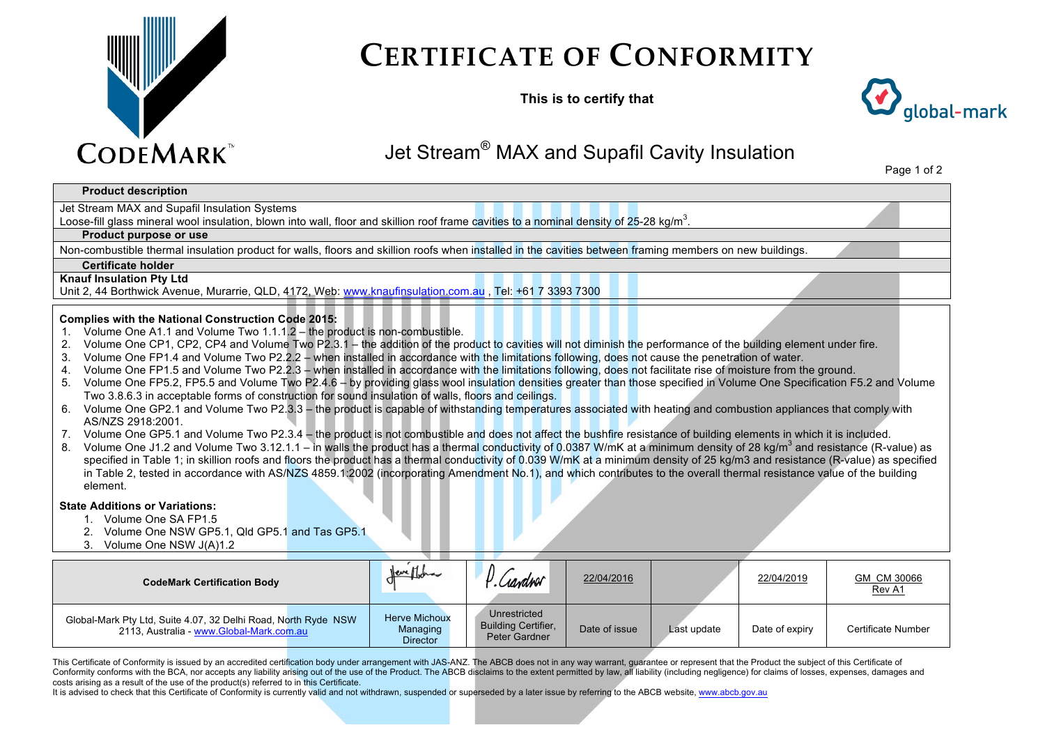# CERTIFICATE OF CONFORMITY

**This is to certify that**

## Jet Stream® MAX and Supafil Cavity Insulation

| **Product description** |
|---|
| Jet Stream MAX and Supafil Insulation Systems<br>Loose-fill glass mineral wool insulation, blown into wall, floor and skillion roof frame cavities to a nominal density of 25-28 kg/$m^3$. |
| **Product purpose or use** |
| Non-combustible thermal insulation product for walls, floors and skillion roofs when installed in the cavities between framing members on new buildings. |
| **Certificate holder** |
| **Knauf Insulation Pty Ltd**<br>Unit 2, 44 Borthwick Avenue, Murarrie, QLD, 4172, Web: www.knaufinsulation.com.au , Tel: +61 7 3393 7300 |

**Complies with the National Construction Code 2015:**

1. Volume One A1.1 and Volume Two 1.1.1.2 – the product is non-combustible.
2. Volume One CP1, CP2, CP4 and Volume Two P2.3.1 – the addition of the product to cavities will not diminish the performance of the building element under fire.
3. Volume One FP1.4 and Volume Two P2.2.2 – when installed in accordance with the limitations following, does not cause the penetration of water.
4. Volume One FP1.5 and Volume Two P2.2.3 – when installed in accordance with the limitations following, does not facilitate rise of moisture from the ground.
5. Volume One FP5.2, FP5.5 and Volume Two P2.4.6 – by providing glass wool insulation densities greater than those specified in Volume One Specification F5.2 and Volume Two 3.8.6.3 in acceptable forms of construction for sound insulation of walls, floors and ceilings.
6. Volume One GP2.1 and Volume Two P2.3.3 – the product is capable of withstanding temperatures associated with heating and combustion appliances that comply with AS/NZS 2918:2001.
7. Volume One GP5.1 and Volume Two P2.3.4 – the product is not combustible and does not affect the bushfire resistance of building elements in which it is included.
8. Volume One J1.2 and Volume Two 3.12.1.1 – in walls the product has a thermal conductivity of 0.0387 W/mK at a minimum density of 28 kg/$m^3$ and resistance (R-value) as specified in Table 1; in skillion roofs and floors the product has a thermal conductivity of 0.039 W/mK at a minimum density of 25 kg/m3 and resistance (R-value) as specified in Table 2, tested in accordance with AS/NZS 4859.1:2002 (incorporating Amendment No.1), and which contributes to the overall thermal resistance value of the building element.

**State Additions or Variations:**

1. Volume One SA FP1.5
2. Volume One NSW GP5.1, Qld GP5.1 and Tas GP5.1
3. Volume One NSW J(A)1.2

| **CodeMark Certification Body** | [signature] | [signature] | 22/04/2016 | | 22/04/2019 | GM CM 30066 Rev A1 |
|---|---|---|---|---|---|---|
| Global-Mark Pty Ltd, Suite 4.07, 32 Delhi Road, North Ryde NSW 2113, Australia - www.Global-Mark.com.au | Herve Michoux Managing Director | Unrestricted Building Certifier, Peter Gardner | Date of issue | Last update | Date of expiry | Certificate Number |

This Certificate of Conformity is issued by an accredited certification body under arrangement with JAS-ANZ. The ABCB does not in any way warrant, guarantee or represent that the Product the subject of this Certificate of Conformity conforms with the BCA, nor accepts any liability arising out of the use of the Product. The ABCB disclaims to the extent permitted by law, all liability (including negligence) for claims of losses, expenses, damages and costs arising as a result of the use of the product(s) referred to in this Certificate.
It is advised to check that this Certificate of Conformity is currently valid and not withdrawn, suspended or superseded by a later issue by referring to the ABCB website, www.abcb.gov.au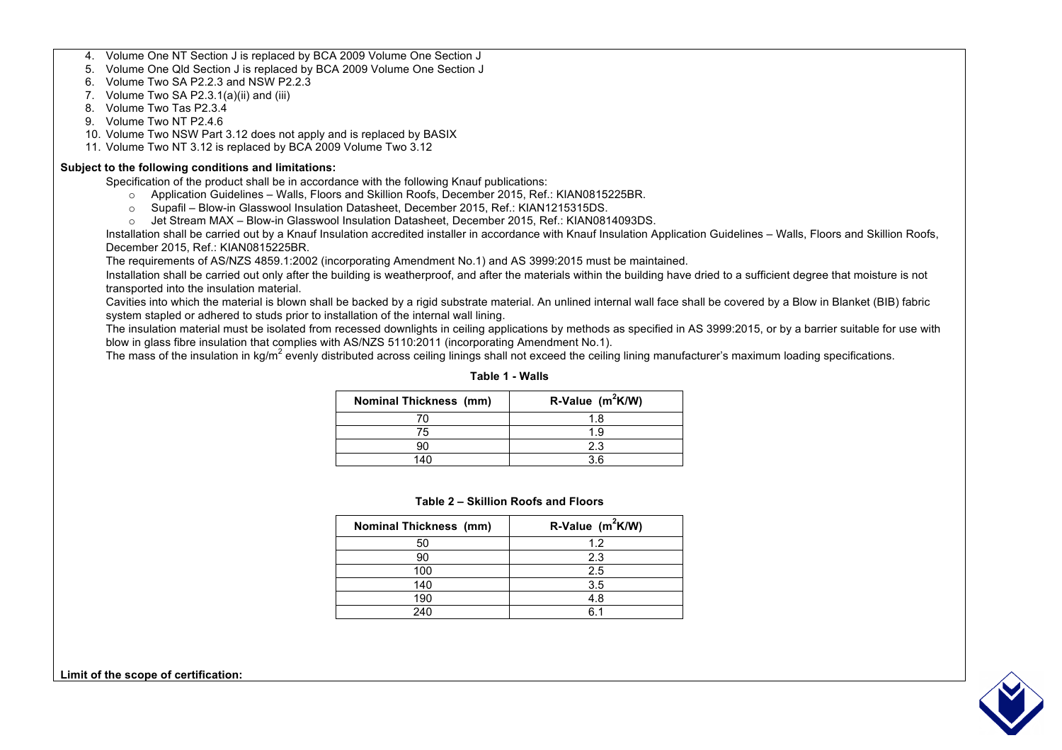4. Volume One NT Section J is replaced by BCA 2009 Volume One Section J
5. Volume One Qld Section J is replaced by BCA 2009 Volume One Section J
6. Volume Two SA P2.2.3 and NSW P2.2.3
7. Volume Two SA P2.3.1(a)(ii) and (iii)
8. Volume Two Tas P2.3.4
9. Volume Two NT P2.4.6
10. Volume Two NSW Part 3.12 does not apply and is replaced by BASIX
11. Volume Two NT 3.12 is replaced by BCA 2009 Volume Two 3.12

**Subject to the following conditions and limitations:**

Specification of the product shall be in accordance with the following Knauf publications:

- Application Guidelines – Walls, Floors and Skillion Roofs, December 2015, Ref.: KIAN0815225BR.
- Supafil – Blow-in Glasswool Insulation Datasheet, December 2015, Ref.: KIAN1215315DS.
- Jet Stream MAX – Blow-in Glasswool Insulation Datasheet, December 2015, Ref.: KIAN0814093DS.

Installation shall be carried out by a Knauf Insulation accredited installer in accordance with Knauf Insulation Application Guidelines – Walls, Floors and Skillion Roofs, December 2015, Ref.: KIAN0815225BR.

The requirements of AS/NZS 4859.1:2002 (incorporating Amendment No.1) and AS 3999:2015 must be maintained.

Installation shall be carried out only after the building is weatherproof, and after the materials within the building have dried to a sufficient degree that moisture is not transported into the insulation material.

Cavities into which the material is blown shall be backed by a rigid substrate material. An unlined internal wall face shall be covered by a Blow in Blanket (BIB) fabric system stapled or adhered to studs prior to installation of the internal wall lining.

The insulation material must be isolated from recessed downlights in ceiling applications by methods as specified in AS 3999:2015, or by a barrier suitable for use with blow in glass fibre insulation that complies with AS/NZS 5110:2011 (incorporating Amendment No.1).

The mass of the insulation in kg/m$^2$ evenly distributed across ceiling linings shall not exceed the ceiling lining manufacturer's maximum loading specifications.

**Table 1 - Walls**

| Nominal Thickness (mm) | R-Value ($m^2K/W$) |
|---|---|
| 70 | 1.8 |
| 75 | 1.9 |
| 90 | 2.3 |
| 140 | 3.6 |

**Table 2 – Skillion Roofs and Floors**

| Nominal Thickness (mm) | R-Value ($m^2K/W$) |
|---|---|
| 50 | 1.2 |
| 90 | 2.3 |
| 100 | 2.5 |
| 140 | 3.5 |
| 190 | 4.8 |
| 240 | 6.1 |

**Limit of the scope of certification:**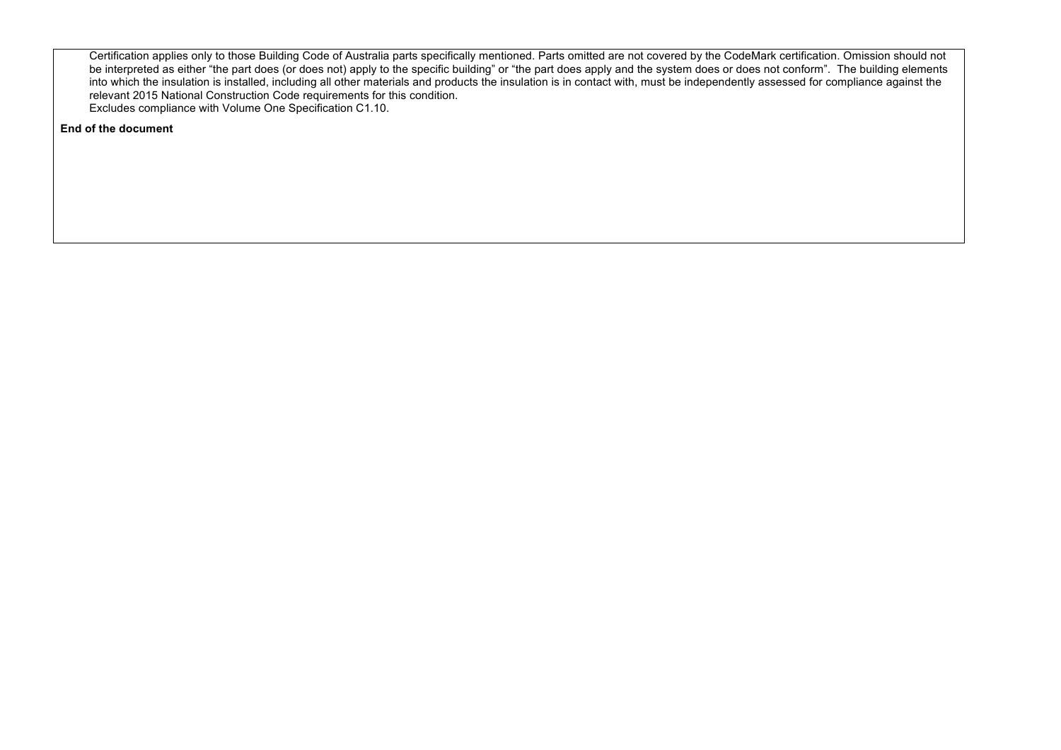Certification applies only to those Building Code of Australia parts specifically mentioned. Parts omitted are not covered by the CodeMark certification. Omission should not be interpreted as either "the part does (or does not) apply to the specific building" or "the part does apply and the system does or does not conform". The building elements into which the insulation is installed, including all other materials and products the insulation is in contact with, must be independently assessed for compliance against the relevant 2015 National Construction Code requirements for this condition.

Excludes compliance with Volume One Specification C1.10.

**End of the document**